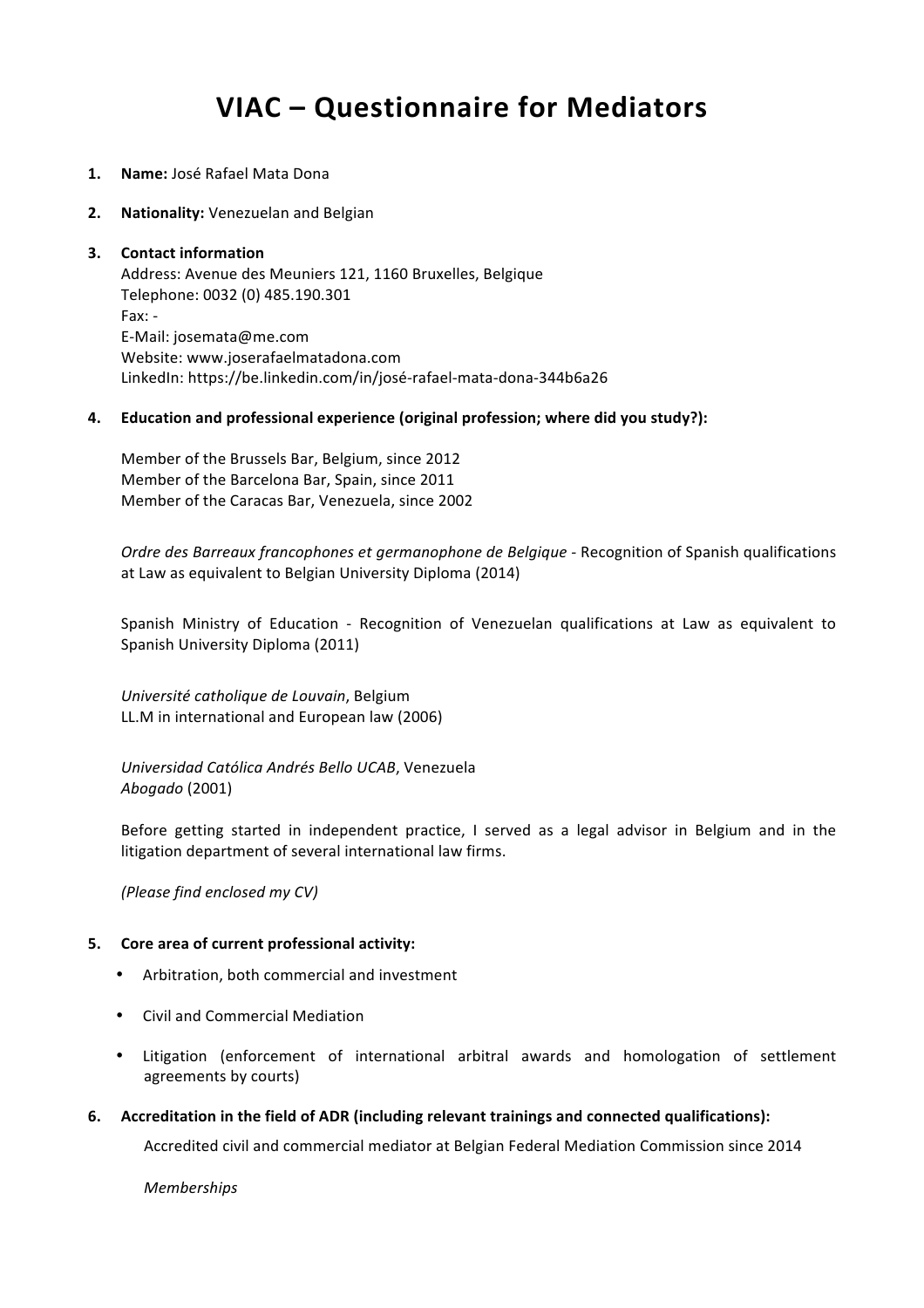# VIAC – Questionnaire for Mediators

1. **Name:** José Rafael Mata Dona

2. **Nationality:** Venezuelan and Belgian

3. **Contact information**
   Address: Avenue des Meuniers 121, 1160 Bruxelles, Belgique
   Telephone: 0032 (0) 485.190.301
   Fax: -
   E-Mail: josemata@me.com
   Website: www.joserafaelmatadona.com
   LinkedIn: https://be.linkedin.com/in/josé-rafael-mata-dona-344b6a26

4. **Education and professional experience (original profession; where did you study?):**

   Member of the Brussels Bar, Belgium, since 2012
   Member of the Barcelona Bar, Spain, since 2011
   Member of the Caracas Bar, Venezuela, since 2002

   *Ordre des Barreaux francophones et germanophone de Belgique* - Recognition of Spanish qualifications at Law as equivalent to Belgian University Diploma (2014)

   Spanish Ministry of Education - Recognition of Venezuelan qualifications at Law as equivalent to Spanish University Diploma (2011)

   *Université catholique de Louvain*, Belgium
   LL.M in international and European law (2006)

   *Universidad Católica Andrés Bello UCAB*, Venezuela
   *Abogado* (2001)

   Before getting started in independent practice, I served as a legal advisor in Belgium and in the litigation department of several international law firms.

   *(Please find enclosed my CV)*

5. **Core area of current professional activity:**

   - Arbitration, both commercial and investment
   - Civil and Commercial Mediation
   - Litigation (enforcement of international arbitral awards and homologation of settlement agreements by courts)

6. **Accreditation in the field of ADR (including relevant trainings and connected qualifications):**

   Accredited civil and commercial mediator at Belgian Federal Mediation Commission since 2014

   *Memberships*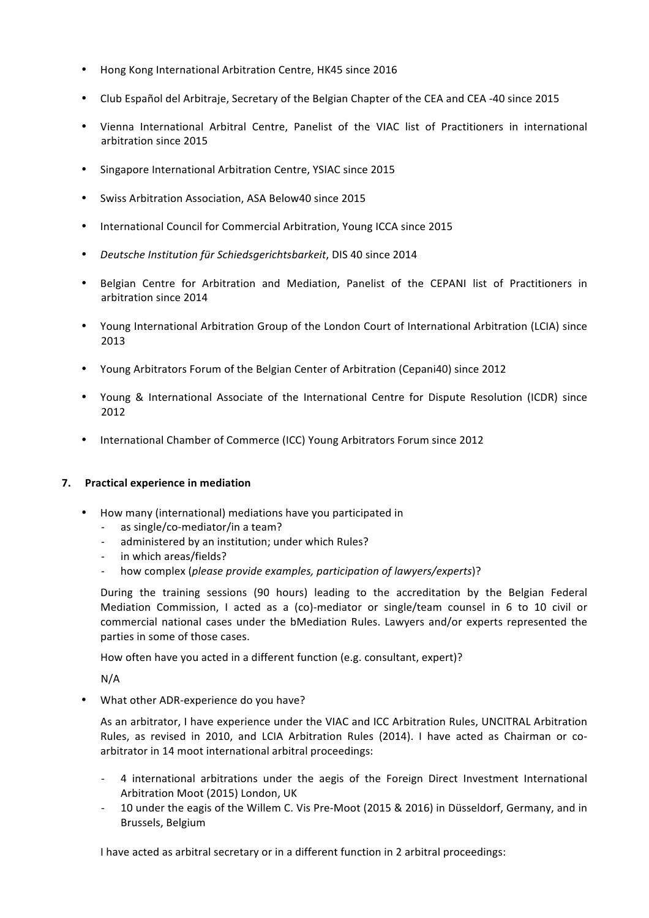- Hong Kong International Arbitration Centre, HK45 since 2016
- Club Español del Arbitraje, Secretary of the Belgian Chapter of the CEA and CEA -40 since 2015
- Vienna International Arbitral Centre, Panelist of the VIAC list of Practitioners in international arbitration since 2015
- Singapore International Arbitration Centre, YSIAC since 2015
- Swiss Arbitration Association, ASA Below40 since 2015
- International Council for Commercial Arbitration, Young ICCA since 2015
- *Deutsche Institution für Schiedsgerichtsbarkeit*, DIS 40 since 2014
- Belgian Centre for Arbitration and Mediation, Panelist of the CEPANI list of Practitioners in arbitration since 2014
- Young International Arbitration Group of the London Court of International Arbitration (LCIA) since 2013
- Young Arbitrators Forum of the Belgian Center of Arbitration (Cepani40) since 2012
- Young & International Associate of the International Centre for Dispute Resolution (ICDR) since 2012
- International Chamber of Commerce (ICC) Young Arbitrators Forum since 2012

## 7. Practical experience in mediation

- How many (international) mediations have you participated in
  - as single/co-mediator/in a team?
  - administered by an institution; under which Rules?
  - in which areas/fields?
  - how complex (*please provide examples, participation of lawyers/experts*)?

  During the training sessions (90 hours) leading to the accreditation by the Belgian Federal Mediation Commission, I acted as a (co)-mediator or single/team counsel in 6 to 10 civil or commercial national cases under the bMediation Rules. Lawyers and/or experts represented the parties in some of those cases.

  How often have you acted in a different function (e.g. consultant, expert)?

  N/A

- What other ADR-experience do you have?

  As an arbitrator, I have experience under the VIAC and ICC Arbitration Rules, UNCITRAL Arbitration Rules, as revised in 2010, and LCIA Arbitration Rules (2014). I have acted as Chairman or co-arbitrator in 14 moot international arbitral proceedings:

  - 4 international arbitrations under the aegis of the Foreign Direct Investment International Arbitration Moot (2015) London, UK
  - 10 under the eagis of the Willem C. Vis Pre-Moot (2015 & 2016) in Düsseldorf, Germany, and in Brussels, Belgium

  I have acted as arbitral secretary or in a different function in 2 arbitral proceedings: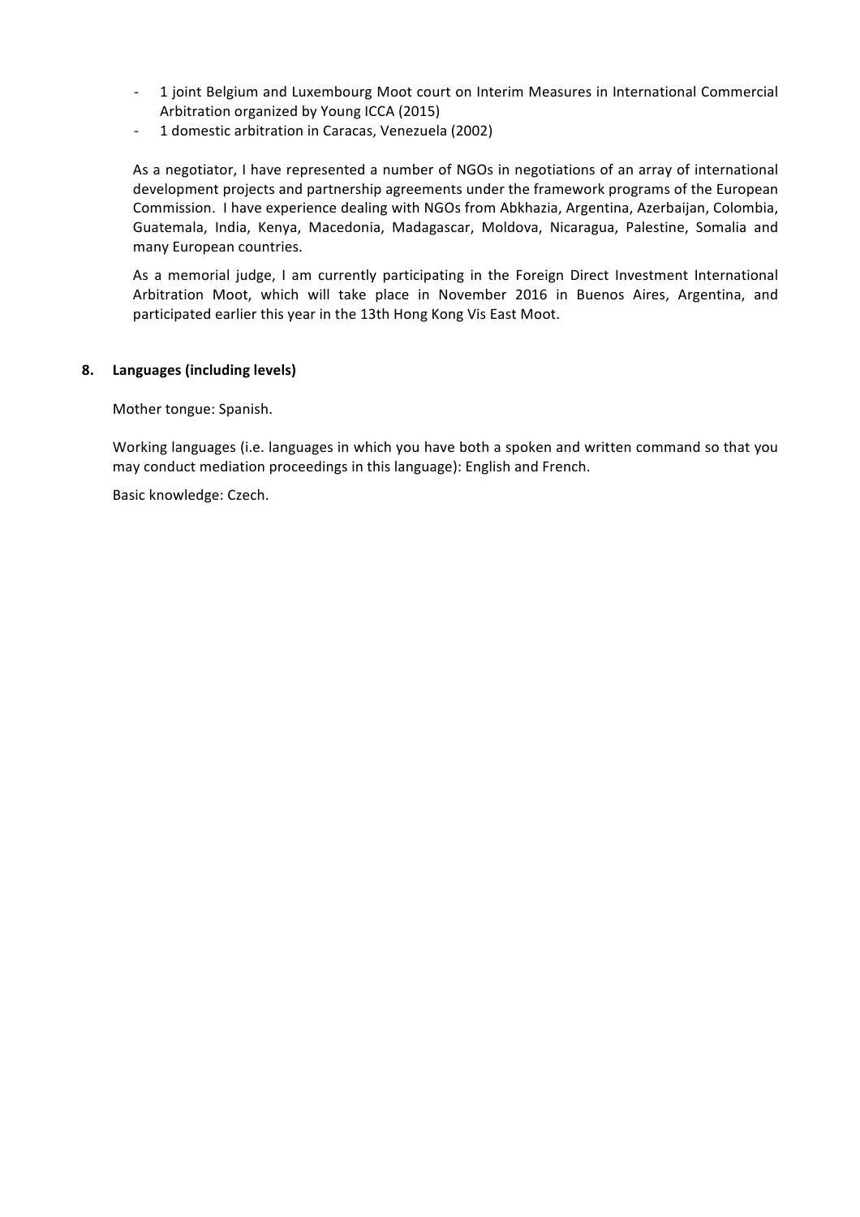- 1 joint Belgium and Luxembourg Moot court on Interim Measures in International Commercial Arbitration organized by Young ICCA (2015)
- 1 domestic arbitration in Caracas, Venezuela (2002)

As a negotiator, I have represented a number of NGOs in negotiations of an array of international development projects and partnership agreements under the framework programs of the European Commission. I have experience dealing with NGOs from Abkhazia, Argentina, Azerbaijan, Colombia, Guatemala, India, Kenya, Macedonia, Madagascar, Moldova, Nicaragua, Palestine, Somalia and many European countries.

As a memorial judge, I am currently participating in the Foreign Direct Investment International Arbitration Moot, which will take place in November 2016 in Buenos Aires, Argentina, and participated earlier this year in the 13th Hong Kong Vis East Moot.

**8. Languages (including levels)**

Mother tongue: Spanish.

Working languages (i.e. languages in which you have both a spoken and written command so that you may conduct mediation proceedings in this language): English and French.

Basic knowledge: Czech.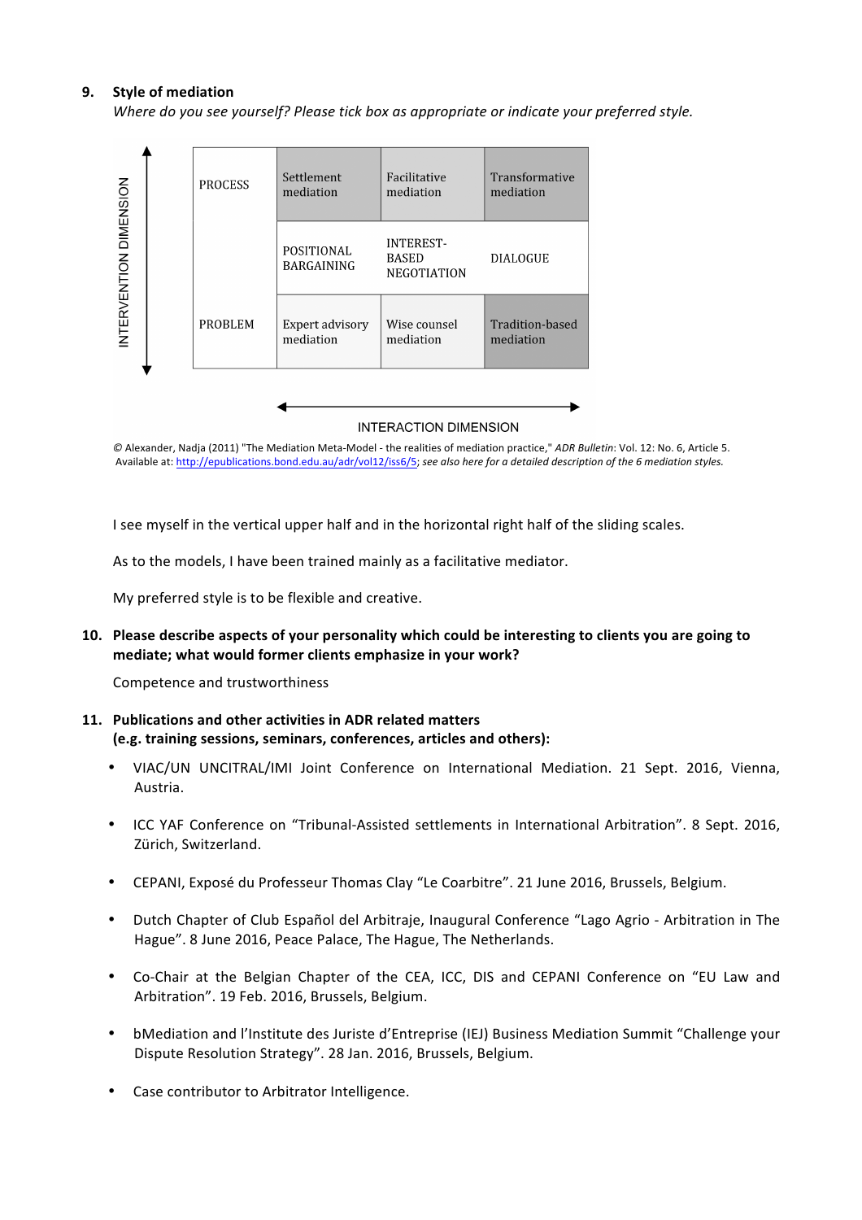**9. Style of mediation**

*Where do you see yourself? Please tick box as appropriate or indicate your preferred style.*

INTERVENTION DIMENSION

| | | | |
|---|---|---|---|
| PROCESS | Settlement mediation | Facilitative mediation | Transformative mediation |
| | POSITIONAL BARGAINING | INTEREST-BASED NEGOTIATION | DIALOGUE |
| PROBLEM | Expert advisory mediation | Wise counsel mediation | Tradition-based mediation |

INTERACTION DIMENSION

© Alexander, Nadja (2011) "The Mediation Meta-Model - the realities of mediation practice," *ADR Bulletin*: Vol. 12: No. 6, Article 5. Available at: http://epublications.bond.edu.au/adr/vol12/iss6/5; *see also here for a detailed description of the 6 mediation styles.*

I see myself in the vertical upper half and in the horizontal right half of the sliding scales.

As to the models, I have been trained mainly as a facilitative mediator.

My preferred style is to be flexible and creative.

**10. Please describe aspects of your personality which could be interesting to clients you are going to mediate; what would former clients emphasize in your work?**

Competence and trustworthiness

**11. Publications and other activities in ADR related matters (e.g. training sessions, seminars, conferences, articles and others):**

- VIAC/UN UNCITRAL/IMI Joint Conference on International Mediation. 21 Sept. 2016, Vienna, Austria.
- ICC YAF Conference on "Tribunal-Assisted settlements in International Arbitration". 8 Sept. 2016, Zürich, Switzerland.
- CEPANI, Exposé du Professeur Thomas Clay "Le Coarbitre". 21 June 2016, Brussels, Belgium.
- Dutch Chapter of Club Español del Arbitraje, Inaugural Conference "Lago Agrio - Arbitration in The Hague". 8 June 2016, Peace Palace, The Hague, The Netherlands.
- Co-Chair at the Belgian Chapter of the CEA, ICC, DIS and CEPANI Conference on "EU Law and Arbitration". 19 Feb. 2016, Brussels, Belgium.
- bMediation and l'Institute des Juriste d'Entreprise (IEJ) Business Mediation Summit "Challenge your Dispute Resolution Strategy". 28 Jan. 2016, Brussels, Belgium.
- Case contributor to Arbitrator Intelligence.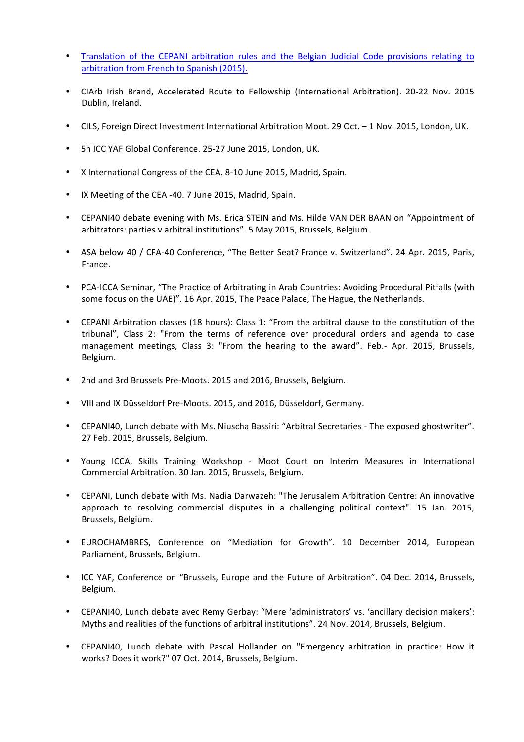- Translation of the CEPANI arbitration rules and the Belgian Judicial Code provisions relating to arbitration from French to Spanish (2015).

- CIArb Irish Brand, Accelerated Route to Fellowship (International Arbitration). 20-22 Nov. 2015 Dublin, Ireland.

- CILS, Foreign Direct Investment International Arbitration Moot. 29 Oct. – 1 Nov. 2015, London, UK.

- 5h ICC YAF Global Conference. 25-27 June 2015, London, UK.

- X International Congress of the CEA. 8-10 June 2015, Madrid, Spain.

- IX Meeting of the CEA -40. 7 June 2015, Madrid, Spain.

- CEPANI40 debate evening with Ms. Erica STEIN and Ms. Hilde VAN DER BAAN on "Appointment of arbitrators: parties v arbitral institutions". 5 May 2015, Brussels, Belgium.

- ASA below 40 / CFA-40 Conference, "The Better Seat? France v. Switzerland". 24 Apr. 2015, Paris, France.

- PCA-ICCA Seminar, "The Practice of Arbitrating in Arab Countries: Avoiding Procedural Pitfalls (with some focus on the UAE)". 16 Apr. 2015, The Peace Palace, The Hague, the Netherlands.

- CEPANI Arbitration classes (18 hours): Class 1: "From the arbitral clause to the constitution of the tribunal", Class 2: "From the terms of reference over procedural orders and agenda to case management meetings, Class 3: "From the hearing to the award". Feb.- Apr. 2015, Brussels, Belgium.

- 2nd and 3rd Brussels Pre-Moots. 2015 and 2016, Brussels, Belgium.

- VIII and IX Düsseldorf Pre-Moots. 2015, and 2016, Düsseldorf, Germany.

- CEPANI40, Lunch debate with Ms. Niuscha Bassiri: "Arbitral Secretaries - The exposed ghostwriter". 27 Feb. 2015, Brussels, Belgium.

- Young ICCA, Skills Training Workshop - Moot Court on Interim Measures in International Commercial Arbitration. 30 Jan. 2015, Brussels, Belgium.

- CEPANI, Lunch debate with Ms. Nadia Darwazeh: "The Jerusalem Arbitration Centre: An innovative approach to resolving commercial disputes in a challenging political context". 15 Jan. 2015, Brussels, Belgium.

- EUROCHAMBRES, Conference on "Mediation for Growth". 10 December 2014, European Parliament, Brussels, Belgium.

- ICC YAF, Conference on "Brussels, Europe and the Future of Arbitration". 04 Dec. 2014, Brussels, Belgium.

- CEPANI40, Lunch debate avec Remy Gerbay: "Mere 'administrators' vs. 'ancillary decision makers': Myths and realities of the functions of arbitral institutions". 24 Nov. 2014, Brussels, Belgium.

- CEPANI40, Lunch debate with Pascal Hollander on "Emergency arbitration in practice: How it works? Does it work?" 07 Oct. 2014, Brussels, Belgium.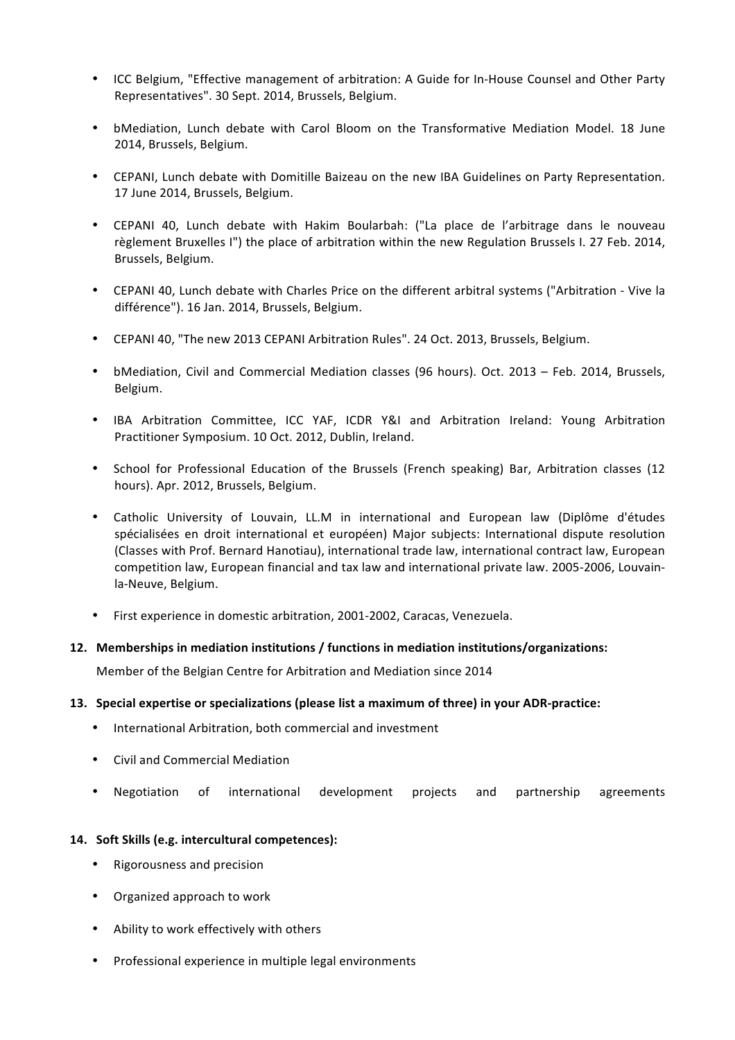- ICC Belgium, "Effective management of arbitration: A Guide for In-House Counsel and Other Party Representatives". 30 Sept. 2014, Brussels, Belgium.

- bMediation, Lunch debate with Carol Bloom on the Transformative Mediation Model. 18 June 2014, Brussels, Belgium.

- CEPANI, Lunch debate with Domitille Baizeau on the new IBA Guidelines on Party Representation. 17 June 2014, Brussels, Belgium.

- CEPANI 40, Lunch debate with Hakim Boularbah: ("La place de l'arbitrage dans le nouveau règlement Bruxelles I") the place of arbitration within the new Regulation Brussels I. 27 Feb. 2014, Brussels, Belgium.

- CEPANI 40, Lunch debate with Charles Price on the different arbitral systems ("Arbitration - Vive la différence"). 16 Jan. 2014, Brussels, Belgium.

- CEPANI 40, "The new 2013 CEPANI Arbitration Rules". 24 Oct. 2013, Brussels, Belgium.

- bMediation, Civil and Commercial Mediation classes (96 hours). Oct. 2013 – Feb. 2014, Brussels, Belgium.

- IBA Arbitration Committee, ICC YAF, ICDR Y&I and Arbitration Ireland: Young Arbitration Practitioner Symposium. 10 Oct. 2012, Dublin, Ireland.

- School for Professional Education of the Brussels (French speaking) Bar, Arbitration classes (12 hours). Apr. 2012, Brussels, Belgium.

- Catholic University of Louvain, LL.M in international and European law (Diplôme d'études spécialisées en droit international et européen) Major subjects: International dispute resolution (Classes with Prof. Bernard Hanotiau), international trade law, international contract law, European competition law, European financial and tax law and international private law. 2005-2006, Louvain-la-Neuve, Belgium.

- First experience in domestic arbitration, 2001-2002, Caracas, Venezuela.

**12. Memberships in mediation institutions / functions in mediation institutions/organizations:**

Member of the Belgian Centre for Arbitration and Mediation since 2014

**13. Special expertise or specializations (please list a maximum of three) in your ADR-practice:**

- International Arbitration, both commercial and investment

- Civil and Commercial Mediation

- Negotiation of international development projects and partnership agreements

**14. Soft Skills (e.g. intercultural competences):**

- Rigorousness and precision

- Organized approach to work

- Ability to work effectively with others

- Professional experience in multiple legal environments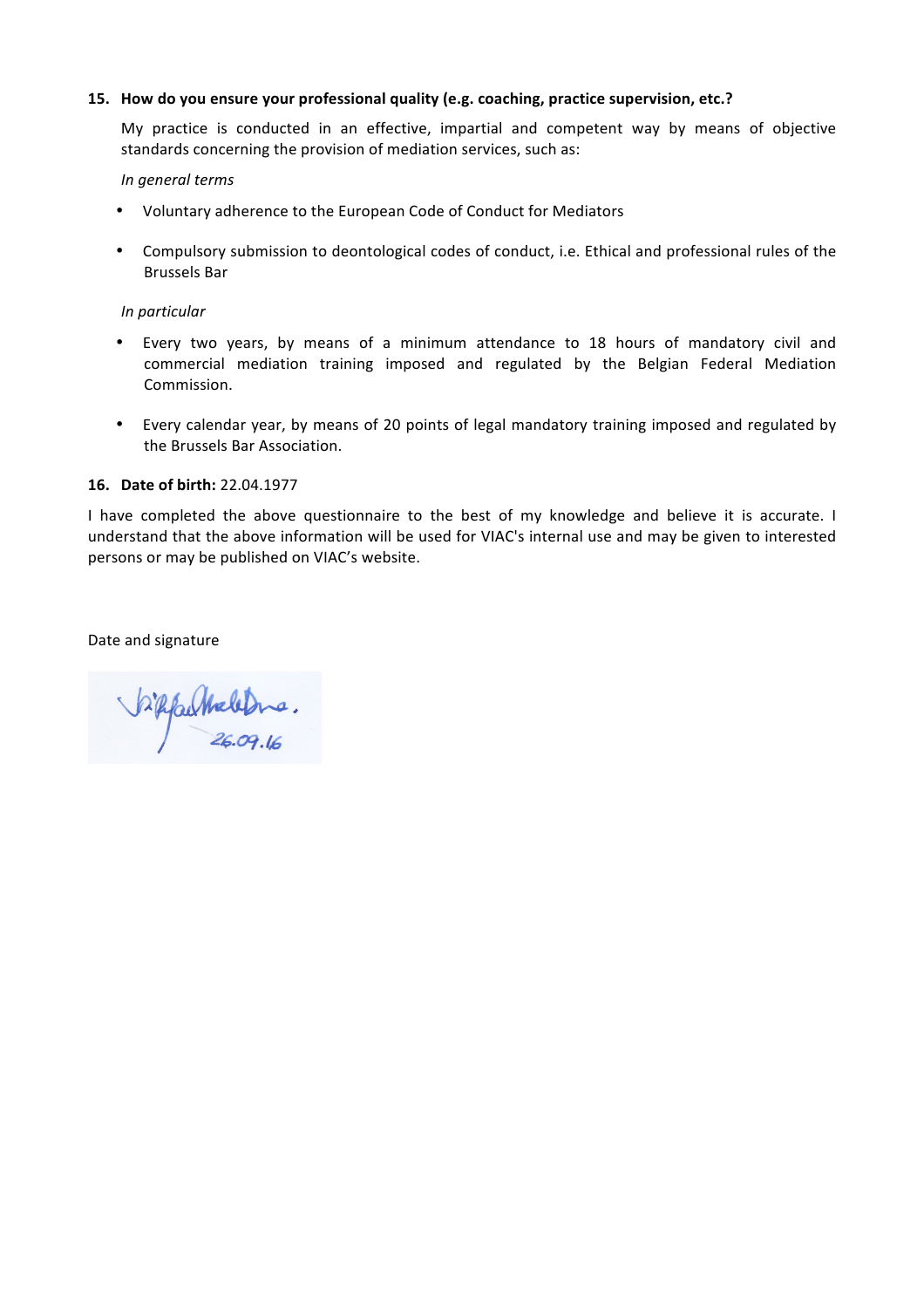**15. How do you ensure your professional quality (e.g. coaching, practice supervision, etc.?**

My practice is conducted in an effective, impartial and competent way by means of objective standards concerning the provision of mediation services, such as:

*In general terms*

- Voluntary adherence to the European Code of Conduct for Mediators
- Compulsory submission to deontological codes of conduct, i.e. Ethical and professional rules of the Brussels Bar

*In particular*

- Every two years, by means of a minimum attendance to 18 hours of mandatory civil and commercial mediation training imposed and regulated by the Belgian Federal Mediation Commission.
- Every calendar year, by means of 20 points of legal mandatory training imposed and regulated by the Brussels Bar Association.

**16. Date of birth:** 22.04.1977

I have completed the above questionnaire to the best of my knowledge and believe it is accurate. I understand that the above information will be used for VIAC's internal use and may be given to interested persons or may be published on VIAC's website.

Date and signature

26.09.16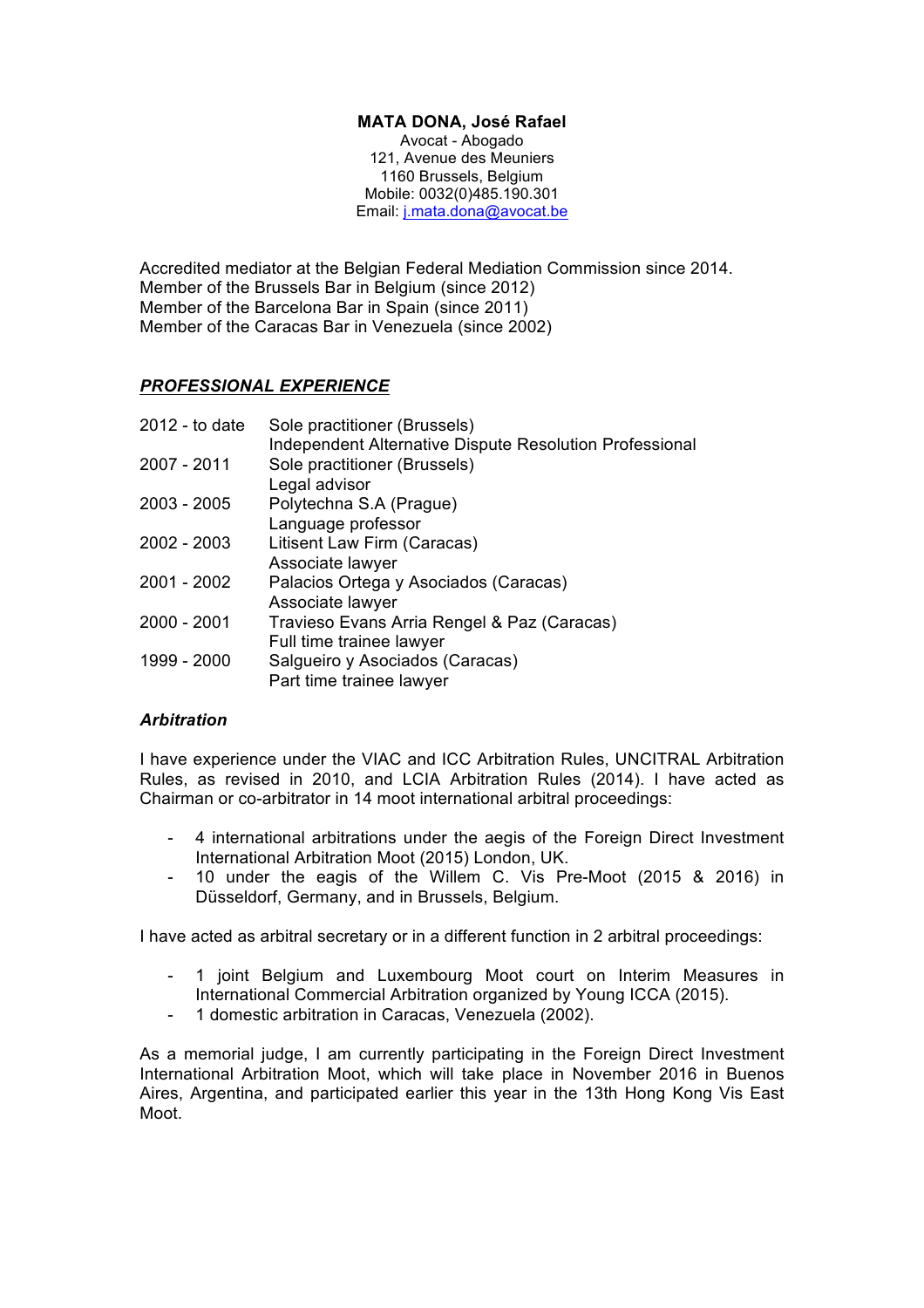**MATA DONA, José Rafael**
Avocat - Abogado
121, Avenue des Meuniers
1160 Brussels, Belgium
Mobile: 0032(0)485.190.301
Email: j.mata.dona@avocat.be

Accredited mediator at the Belgian Federal Mediation Commission since 2014.
Member of the Brussels Bar in Belgium (since 2012)
Member of the Barcelona Bar in Spain (since 2011)
Member of the Caracas Bar in Venezuela (since 2002)

## ***PROFESSIONAL EXPERIENCE***

| | |
|---|---|
| 2012 - to date | Sole practitioner (Brussels)<br>Independent Alternative Dispute Resolution Professional |
| 2007 - 2011 | Sole practitioner (Brussels)<br>Legal advisor |
| 2003 - 2005 | Polytechna S.A (Prague)<br>Language professor |
| 2002 - 2003 | Litisent Law Firm (Caracas)<br>Associate lawyer |
| 2001 - 2002 | Palacios Ortega y Asociados (Caracas)<br>Associate lawyer |
| 2000 - 2001 | Travieso Evans Arria Rengel & Paz (Caracas)<br>Full time trainee lawyer |
| 1999 - 2000 | Salgueiro y Asociados (Caracas)<br>Part time trainee lawyer |

### ***Arbitration***

I have experience under the VIAC and ICC Arbitration Rules, UNCITRAL Arbitration Rules, as revised in 2010, and LCIA Arbitration Rules (2014). I have acted as Chairman or co-arbitrator in 14 moot international arbitral proceedings:

- 4 international arbitrations under the aegis of the Foreign Direct Investment International Arbitration Moot (2015) London, UK.
- 10 under the eagis of the Willem C. Vis Pre-Moot (2015 & 2016) in Düsseldorf, Germany, and in Brussels, Belgium.

I have acted as arbitral secretary or in a different function in 2 arbitral proceedings:

- 1 joint Belgium and Luxembourg Moot court on Interim Measures in International Commercial Arbitration organized by Young ICCA (2015).
- 1 domestic arbitration in Caracas, Venezuela (2002).

As a memorial judge, I am currently participating in the Foreign Direct Investment International Arbitration Moot, which will take place in November 2016 in Buenos Aires, Argentina, and participated earlier this year in the 13th Hong Kong Vis East Moot.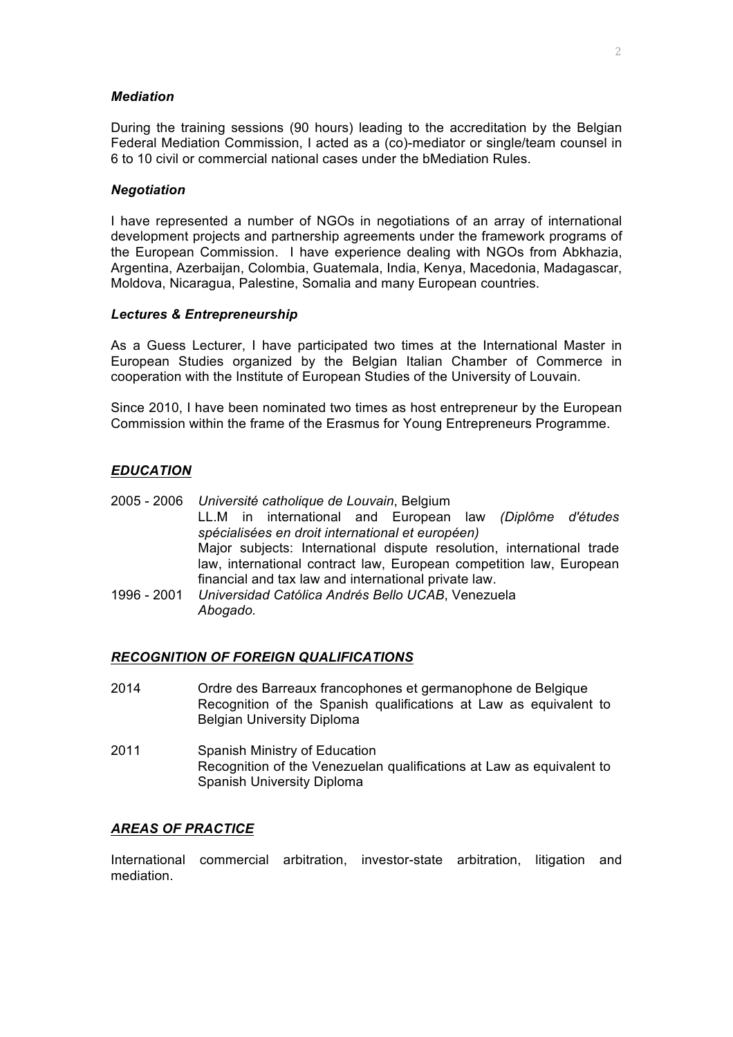### *Mediation*

During the training sessions (90 hours) leading to the accreditation by the Belgian Federal Mediation Commission, I acted as a (co)-mediator or single/team counsel in 6 to 10 civil or commercial national cases under the bMediation Rules.

### *Negotiation*

I have represented a number of NGOs in negotiations of an array of international development projects and partnership agreements under the framework programs of the European Commission. I have experience dealing with NGOs from Abkhazia, Argentina, Azerbaijan, Colombia, Guatemala, India, Kenya, Macedonia, Madagascar, Moldova, Nicaragua, Palestine, Somalia and many European countries.

### *Lectures & Entrepreneurship*

As a Guess Lecturer, I have participated two times at the International Master in European Studies organized by the Belgian Italian Chamber of Commerce in cooperation with the Institute of European Studies of the University of Louvain.

Since 2010, I have been nominated two times as host entrepreneur by the European Commission within the frame of the Erasmus for Young Entrepreneurs Programme.

## *EDUCATION*

2005 - 2006 *Université catholique de Louvain*, Belgium
LL.M in international and European law *(Diplôme d'études spécialisées en droit international et européen)*
Major subjects: International dispute resolution, international trade law, international contract law, European competition law, European financial and tax law and international private law.

1996 - 2001 *Universidad Católica Andrés Bello UCAB*, Venezuela
*Abogado.*

## *RECOGNITION OF FOREIGN QUALIFICATIONS*

2014 Ordre des Barreaux francophones et germanophone de Belgique
Recognition of the Spanish qualifications at Law as equivalent to Belgian University Diploma

2011 Spanish Ministry of Education
Recognition of the Venezuelan qualifications at Law as equivalent to Spanish University Diploma

## *AREAS OF PRACTICE*

International commercial arbitration, investor-state arbitration, litigation and mediation.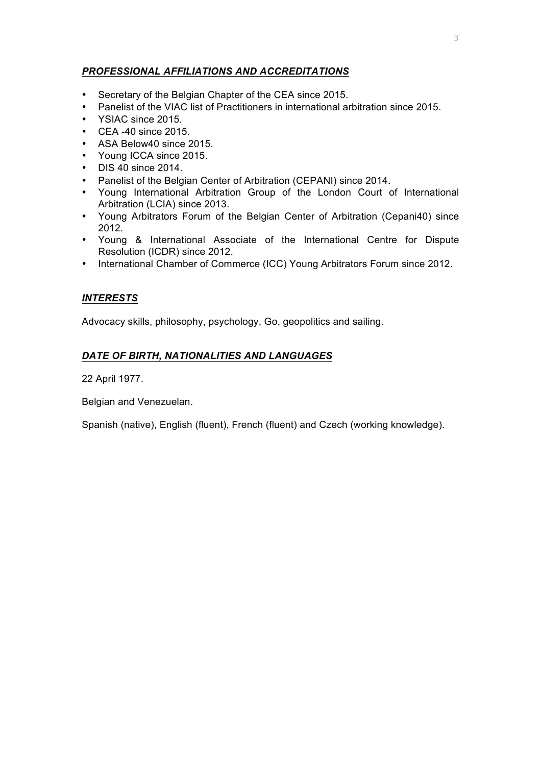## ***PROFESSIONAL AFFILIATIONS AND ACCREDITATIONS***

- Secretary of the Belgian Chapter of the CEA since 2015.
- Panelist of the VIAC list of Practitioners in international arbitration since 2015.
- YSIAC since 2015.
- CEA -40 since 2015.
- ASA Below40 since 2015.
- Young ICCA since 2015.
- DIS 40 since 2014.
- Panelist of the Belgian Center of Arbitration (CEPANI) since 2014.
- Young International Arbitration Group of the London Court of International Arbitration (LCIA) since 2013.
- Young Arbitrators Forum of the Belgian Center of Arbitration (Cepani40) since 2012.
- Young & International Associate of the International Centre for Dispute Resolution (ICDR) since 2012.
- International Chamber of Commerce (ICC) Young Arbitrators Forum since 2012.

## ***INTERESTS***

Advocacy skills, philosophy, psychology, Go, geopolitics and sailing.

## ***DATE OF BIRTH, NATIONALITIES AND LANGUAGES***

22 April 1977.

Belgian and Venezuelan.

Spanish (native), English (fluent), French (fluent) and Czech (working knowledge).